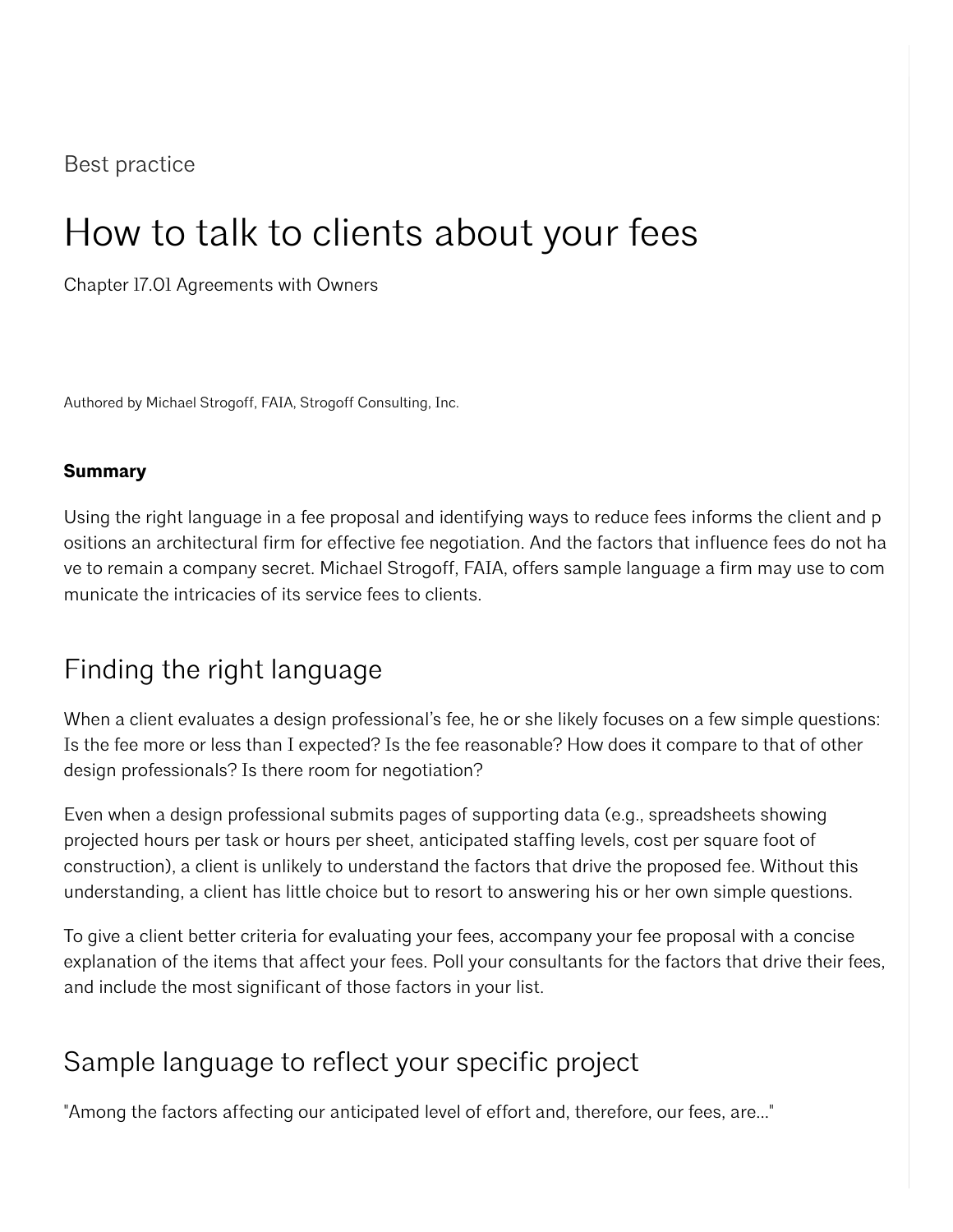Best practice

# How to talk to clients about your fees

Chapter 17.01 Agreements with Owners

Authored by Michael Strogoff, FAIA, Strogoff Consulting, Inc.

**Summary**

Using the right language in a fee proposal and identifying ways to reduce fees informs the client and positions an architectural firm for effective fee negotiation. And the factors that influence fees do not have to remain a company secret. Michael Strogoff, FAIA, offers sample language a firm may use to communicate the intricacies of its service fees to clients.

## Finding the right language

When a client evaluates a design professional's fee, he or she likely focuses on a few simple questions: Is the fee more or less than I expected? Is the fee reasonable? How does it compare to that of other design professionals? Is there room for negotiation?

Even when a design professional submits pages of supporting data (e.g., spreadsheets showing projected hours per task or hours per sheet, anticipated staffing levels, cost per square foot of construction), a client is unlikely to understand the factors that drive the proposed fee. Without this understanding, a client has little choice but to resort to answering his or her own simple questions.

To give a client better criteria for evaluating your fees, accompany your fee proposal with a concise explanation of the items that affect your fees. Poll your consultants for the factors that drive their fees, and include the most significant of those factors in your list.

## Sample language to reflect your specific project

"Among the factors affecting our anticipated level of effort and, therefore, our fees, are..."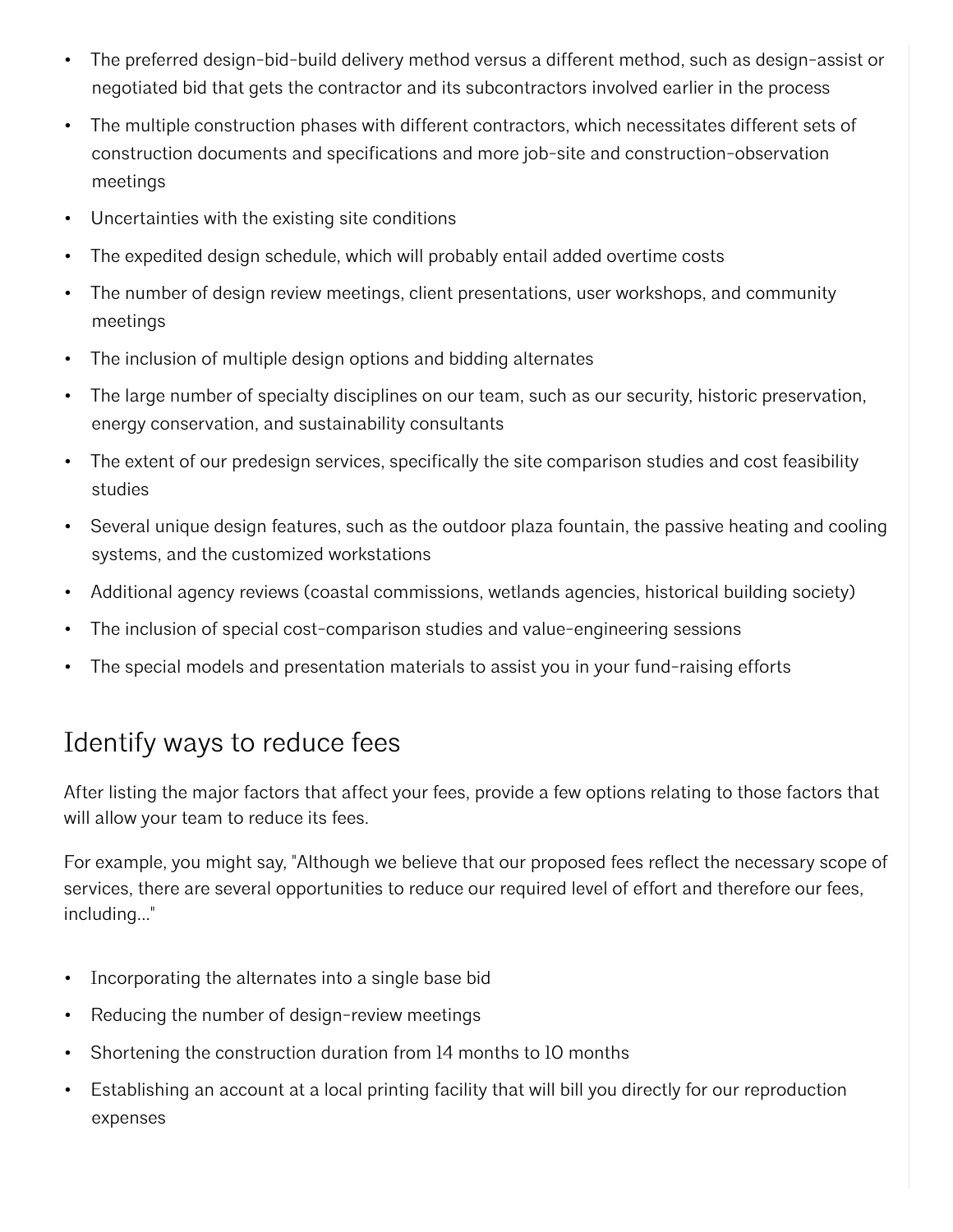- The preferred design-bid-build delivery method versus a different method, such as design-assist or negotiated bid that gets the contractor and its subcontractors involved earlier in the process
- The multiple construction phases with different contractors, which necessitates different sets of construction documents and specifications and more job-site and construction-observation meetings
- Uncertainties with the existing site conditions
- The expedited design schedule, which will probably entail added overtime costs
- The number of design review meetings, client presentations, user workshops, and community meetings
- The inclusion of multiple design options and bidding alternates
- The large number of specialty disciplines on our team, such as our security, historic preservation, energy conservation, and sustainability consultants
- The extent of our predesign services, specifically the site comparison studies and cost feasibility studies
- Several unique design features, such as the outdoor plaza fountain, the passive heating and cooling systems, and the customized workstations
- Additional agency reviews (coastal commissions, wetlands agencies, historical building society)
- The inclusion of special cost-comparison studies and value-engineering sessions
- The special models and presentation materials to assist you in your fund-raising efforts

## Identify ways to reduce fees

After listing the major factors that affect your fees, provide a few options relating to those factors that will allow your team to reduce its fees.

For example, you might say, "Although we believe that our proposed fees reflect the necessary scope of services, there are several opportunities to reduce our required level of effort and therefore our fees, including..."

- Incorporating the alternates into a single base bid
- Reducing the number of design-review meetings
- Shortening the construction duration from 14 months to 10 months
- Establishing an account at a local printing facility that will bill you directly for our reproduction expenses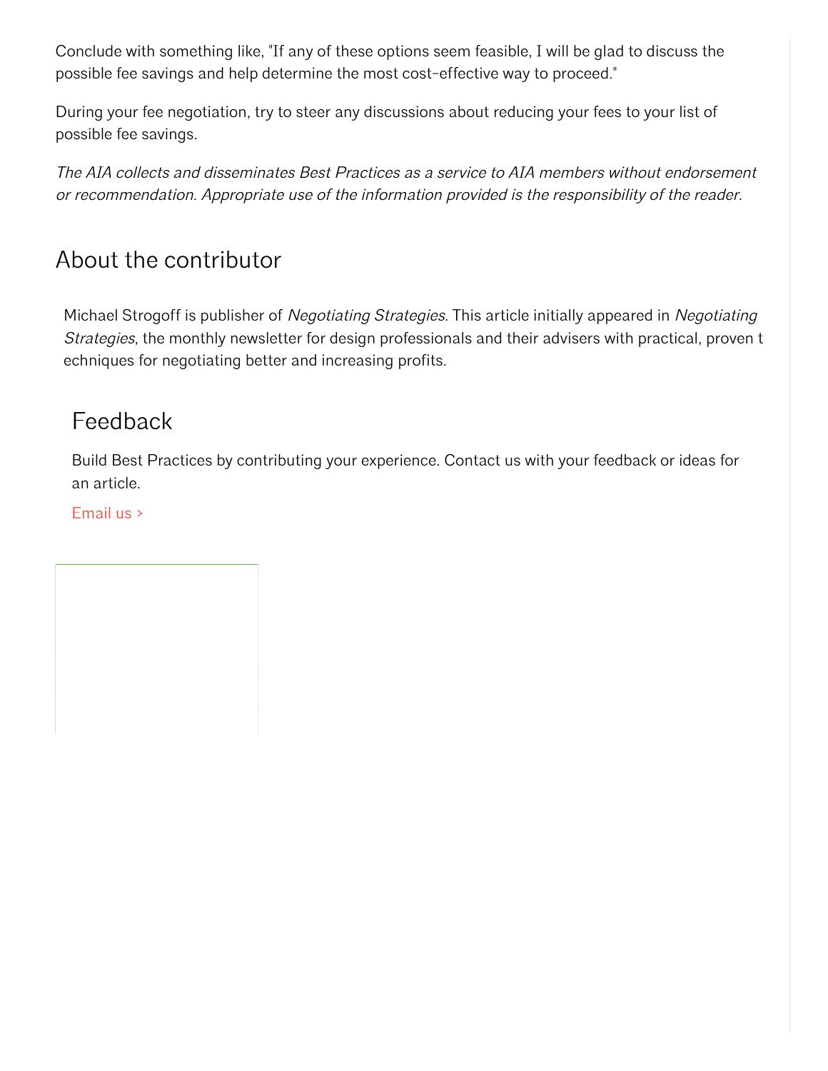Conclude with something like, "If any of these options seem feasible, I will be glad to discuss the possible fee savings and help determine the most cost-effective way to proceed."

During your fee negotiation, try to steer any discussions about reducing your fees to your list of possible fee savings.

*The AIA collects and disseminates Best Practices as a service to AIA members without endorsement or recommendation. Appropriate use of the information provided is the responsibility of the reader.*

## About the contributor

Michael Strogoff is publisher of *Negotiating Strategies*. This article initially appeared in *Negotiating Strategies*, the monthly newsletter for design professionals and their advisers with practical, proven techniques for negotiating better and increasing profits.

## Feedback

Build Best Practices by contributing your experience. Contact us with your feedback or ideas for an article.

Email us >